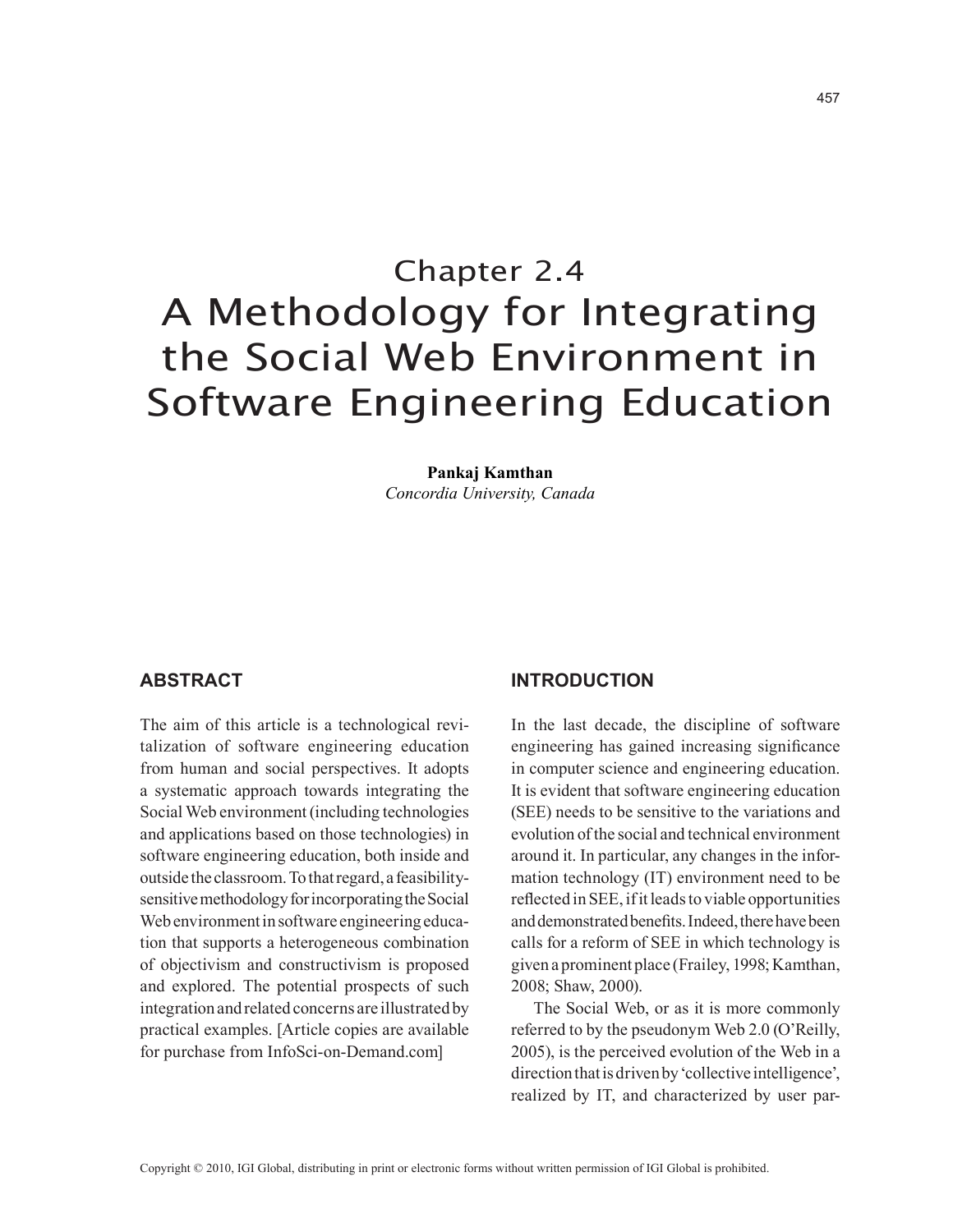# Chapter 2.4
# A Methodology for Integrating the Social Web Environment in Software Engineering Education

**Pankaj Kamthan**
*Concordia University, Canada*

## ABSTRACT

The aim of this article is a technological revitalization of software engineering education from human and social perspectives. It adopts a systematic approach towards integrating the Social Web environment (including technologies and applications based on those technologies) in software engineering education, both inside and outside the classroom. To that regard, a feasibility-sensitive methodology for incorporating the Social Web environment in software engineering education that supports a heterogeneous combination of objectivism and constructivism is proposed and explored. The potential prospects of such integration and related concerns are illustrated by practical examples. [Article copies are available for purchase from InfoSci-on-Demand.com]

## INTRODUCTION

In the last decade, the discipline of software engineering has gained increasing significance in computer science and engineering education. It is evident that software engineering education (SEE) needs to be sensitive to the variations and evolution of the social and technical environment around it. In particular, any changes in the information technology (IT) environment need to be reflected in SEE, if it leads to viable opportunities and demonstrated benefits. Indeed, there have been calls for a reform of SEE in which technology is given a prominent place (Frailey, 1998; Kamthan, 2008; Shaw, 2000).

The Social Web, or as it is more commonly referred to by the pseudonym Web 2.0 (O'Reilly, 2005), is the perceived evolution of the Web in a direction that is driven by 'collective intelligence', realized by IT, and characterized by user par-

Copyright © 2010, IGI Global, distributing in print or electronic forms without written permission of IGI Global is prohibited.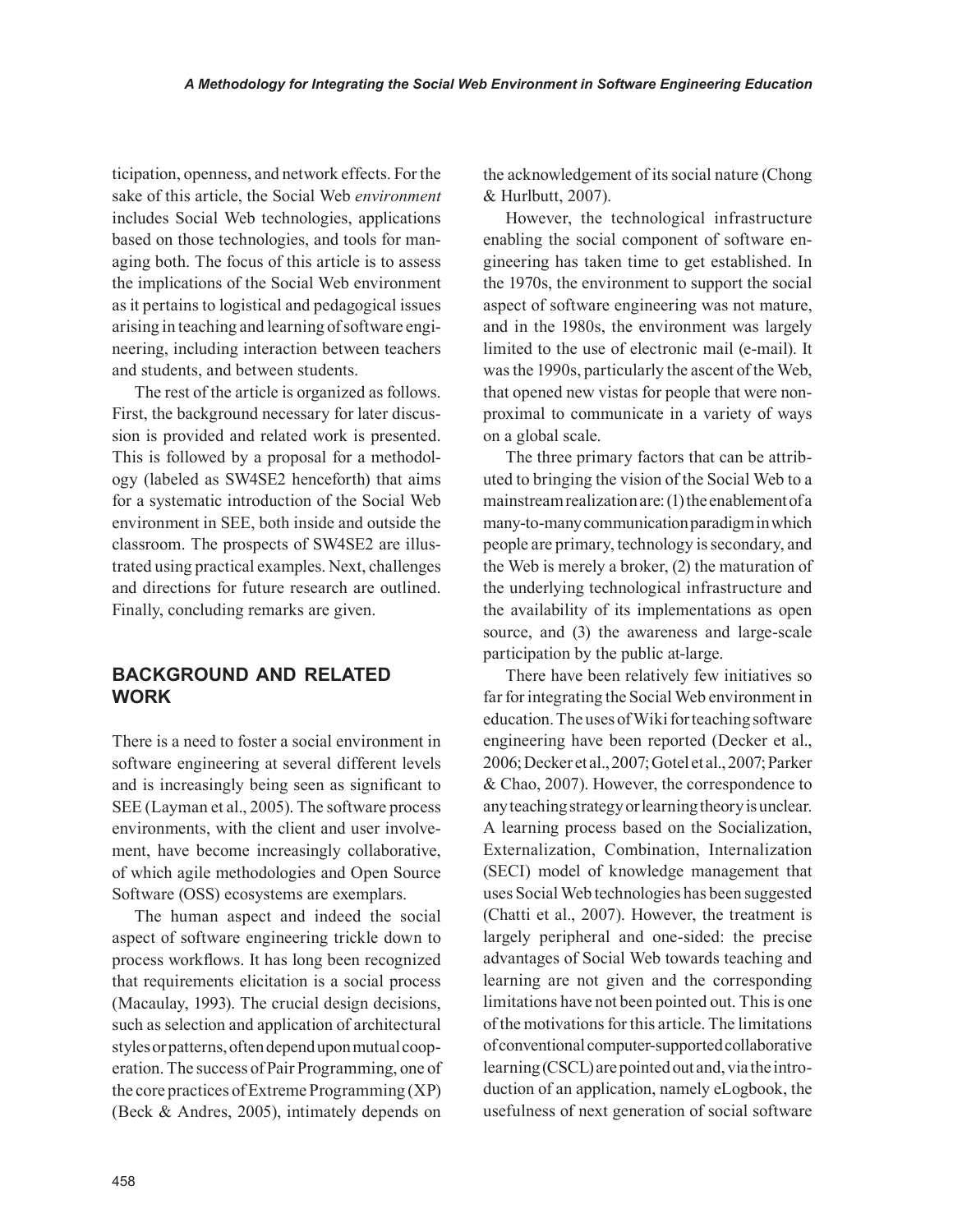ticipation, openness, and network effects. For the sake of this article, the Social Web *environment* includes Social Web technologies, applications based on those technologies, and tools for managing both. The focus of this article is to assess the implications of the Social Web environment as it pertains to logistical and pedagogical issues arising in teaching and learning of software engineering, including interaction between teachers and students, and between students.

The rest of the article is organized as follows. First, the background necessary for later discussion is provided and related work is presented. This is followed by a proposal for a methodology (labeled as SW4SE2 henceforth) that aims for a systematic introduction of the Social Web environment in SEE, both inside and outside the classroom. The prospects of SW4SE2 are illustrated using practical examples. Next, challenges and directions for future research are outlined. Finally, concluding remarks are given.

## BACKGROUND AND RELATED WORK

There is a need to foster a social environment in software engineering at several different levels and is increasingly being seen as significant to SEE (Layman et al., 2005). The software process environments, with the client and user involvement, have become increasingly collaborative, of which agile methodologies and Open Source Software (OSS) ecosystems are exemplars.

The human aspect and indeed the social aspect of software engineering trickle down to process workflows. It has long been recognized that requirements elicitation is a social process (Macaulay, 1993). The crucial design decisions, such as selection and application of architectural styles or patterns, often depend upon mutual cooperation. The success of Pair Programming, one of the core practices of Extreme Programming (XP) (Beck & Andres, 2005), intimately depends on the acknowledgement of its social nature (Chong & Hurlbutt, 2007).

However, the technological infrastructure enabling the social component of software engineering has taken time to get established. In the 1970s, the environment to support the social aspect of software engineering was not mature, and in the 1980s, the environment was largely limited to the use of electronic mail (e-mail). It was the 1990s, particularly the ascent of the Web, that opened new vistas for people that were non-proximal to communicate in a variety of ways on a global scale.

The three primary factors that can be attributed to bringing the vision of the Social Web to a mainstream realization are: (1) the enablement of a many-to-many communication paradigm in which people are primary, technology is secondary, and the Web is merely a broker, (2) the maturation of the underlying technological infrastructure and the availability of its implementations as open source, and (3) the awareness and large-scale participation by the public at-large.

There have been relatively few initiatives so far for integrating the Social Web environment in education. The uses of Wiki for teaching software engineering have been reported (Decker et al., 2006; Decker et al., 2007; Gotel et al., 2007; Parker & Chao, 2007). However, the correspondence to any teaching strategy or learning theory is unclear. A learning process based on the Socialization, Externalization, Combination, Internalization (SECI) model of knowledge management that uses Social Web technologies has been suggested (Chatti et al., 2007). However, the treatment is largely peripheral and one-sided: the precise advantages of Social Web towards teaching and learning are not given and the corresponding limitations have not been pointed out. This is one of the motivations for this article. The limitations of conventional computer-supported collaborative learning (CSCL) are pointed out and, via the introduction of an application, namely eLogbook, the usefulness of next generation of social software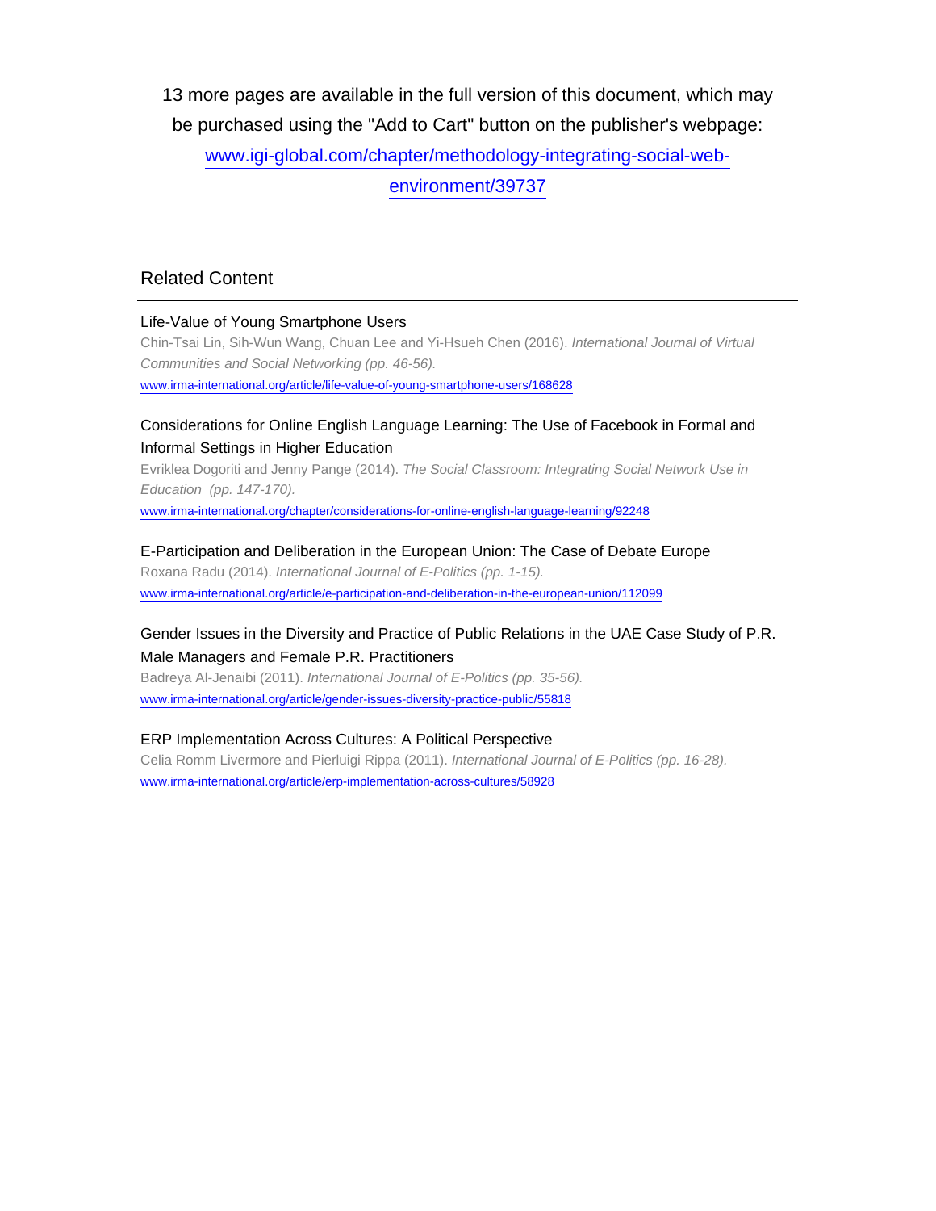13 more pages are available in the full version of this document, which may be purchased using the "Add to Cart" button on the publisher's webpage: www.igi-global.com/chapter/methodology-integrating-social-web-environment/39737

## Related Content

Life-Value of Young Smartphone Users
Chin-Tsai Lin, Sih-Wun Wang, Chuan Lee and Yi-Hsueh Chen (2016). *International Journal of Virtual Communities and Social Networking (pp. 46-56).*
www.irma-international.org/article/life-value-of-young-smartphone-users/168628

Considerations for Online English Language Learning: The Use of Facebook in Formal and Informal Settings in Higher Education
Evriklea Dogoriti and Jenny Pange (2014). *The Social Classroom: Integrating Social Network Use in Education (pp. 147-170).*
www.irma-international.org/chapter/considerations-for-online-english-language-learning/92248

E-Participation and Deliberation in the European Union: The Case of Debate Europe
Roxana Radu (2014). *International Journal of E-Politics (pp. 1-15).*
www.irma-international.org/article/e-participation-and-deliberation-in-the-european-union/112099

Gender Issues in the Diversity and Practice of Public Relations in the UAE Case Study of P.R. Male Managers and Female P.R. Practitioners
Badreya Al-Jenaibi (2011). *International Journal of E-Politics (pp. 35-56).*
www.irma-international.org/article/gender-issues-diversity-practice-public/55818

ERP Implementation Across Cultures: A Political Perspective
Celia Romm Livermore and Pierluigi Rippa (2011). *International Journal of E-Politics (pp. 16-28).*
www.irma-international.org/article/erp-implementation-across-cultures/58928